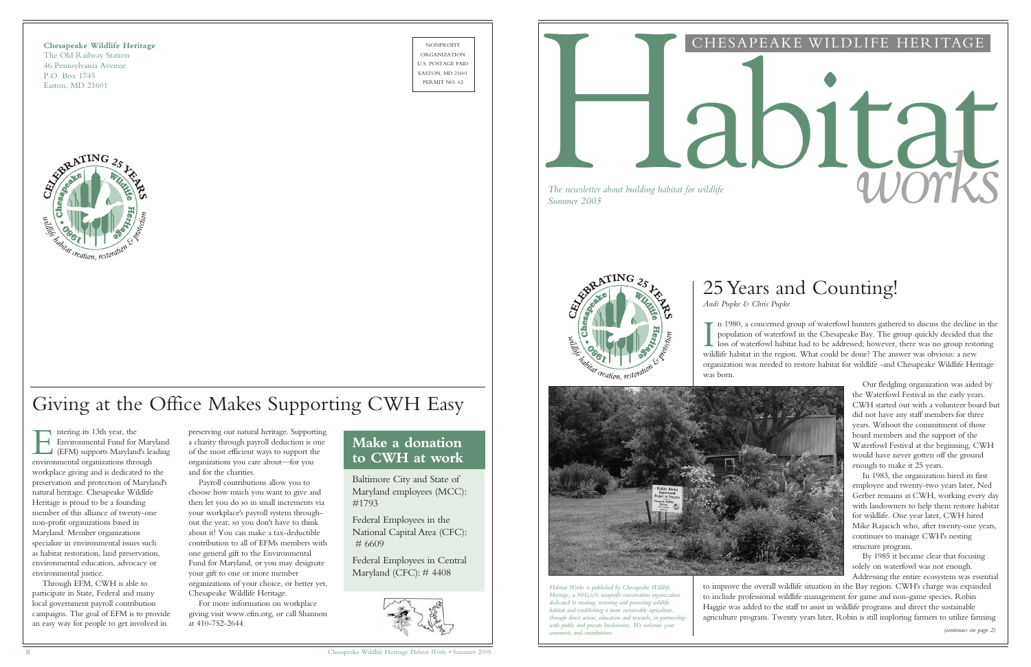**Chesapeake Wildlife Heritage**
The Old Railway Station
46 Pennsylvania Avenue
P.O. Box 1745
Easton, MD 21601

NONPROFIT ORGANIZATION
U.S. POSTAGE PAID
EASTON, MD 21601
PERMIT NO. 62

# Giving at the Office Makes Supporting CWH Easy

Entering its 13th year, the Environmental Fund for Maryland (EFM) supports Maryland's leading environmental organizations through workplace giving and is dedicated to the preservation and protection of Maryland's natural heritage. Chesapeake Wildlife Heritage is proud to be a founding member of this alliance of twenty-one non-profit organizations based in Maryland. Member organizations specialize in environmental issues such as habitat restoration, land preservation, environmental education, advocacy or environmental justice.

Through EFM, CWH is able to participate in State, Federal and many local government payroll contribution campaigns. The goal of EFM is to provide an easy way for people to get involved in preserving our natural heritage. Supporting a charity through payroll deduction is one of the most efficient ways to support the organizations you care about—for you and for the charities.

Payroll contributions allow you to choose how much you want to give and then let you do so in small increments via your workplace's payroll system throughout the year, so you don't have to think about it! You can make a tax-deductible contribution to all of EFMs members with one general gift to the Environmental Fund for Maryland, or you may designate your gift to one or more member organizations of your choice, or better yet, Chesapeake Wildlife Heritage.

For more information on workplace giving visit www.efm.org, or call Shannon at 410-752-2644.

## Make a donation to CWH at work

Baltimore City and State of Maryland employees (MCC): #1793

Federal Employees in the National Capital Area (CFC): # 6609

Federal Employees in Central Maryland (CFC): # 4408

# CHESAPEAKE WILDLIFE HERITAGE Habitat works

*The newsletter about building habitat for wildlife*
*Summer 2005*

## 25 Years and Counting!

*Andi Pupke & Chris Pupke*

In 1980, a concerned group of waterfowl hunters gathered to discuss the decline in the population of waterfowl in the Chesapeake Bay. The group quickly decided that the loss of waterfowl habitat had to be addressed; however, there was no group restoring wildlife habitat in the region. What could be done? The answer was obvious: a new organization was needed to restore habitat for wildlife -and Chesapeake Wildlife Heritage was born.

Our fledgling organization was aided by the Waterfowl Festival in the early years. CWH started out with a volunteer board but did not have any staff members for three years. Without the commitment of those board members and the support of the Waterfowl Festival at the beginning, CWH would have never gotten off the ground enough to make it 25 years.

In 1983, the organization hired its first employee and twenty-two years later, Ned Gerber remains at CWH, working every day with landowners to help them restore habitat for wildlife. One year later, CWH hired Mike Rajacich who, after twenty-one years, continues to manage CWH's nesting structure program.

By 1985 it became clear that focusing solely on waterfowl was not enough. Addressing the entire ecosystem was essential to improve the overall wildlife situation in the Bay region. CWH's charge was expanded to include professional wildlife management for game and non-game species. Robin Haggie was added to the staff to assist in wildlife programs and direct the sustainable agriculture program. Twenty years later, Robin is still imploring farmers to utilize farming

*(continues on page 2)*

*Habitat Works is published by Chesapeake Wildlife Heritage, a 501(c)(3) nonprofit conservation organization dedicated to creating, restoring and protecting wildlife habitat and establishing a more sustainable agriculture, through direct action, education and research, in partnership with public and private landowners. We welcome your comments and contributions.*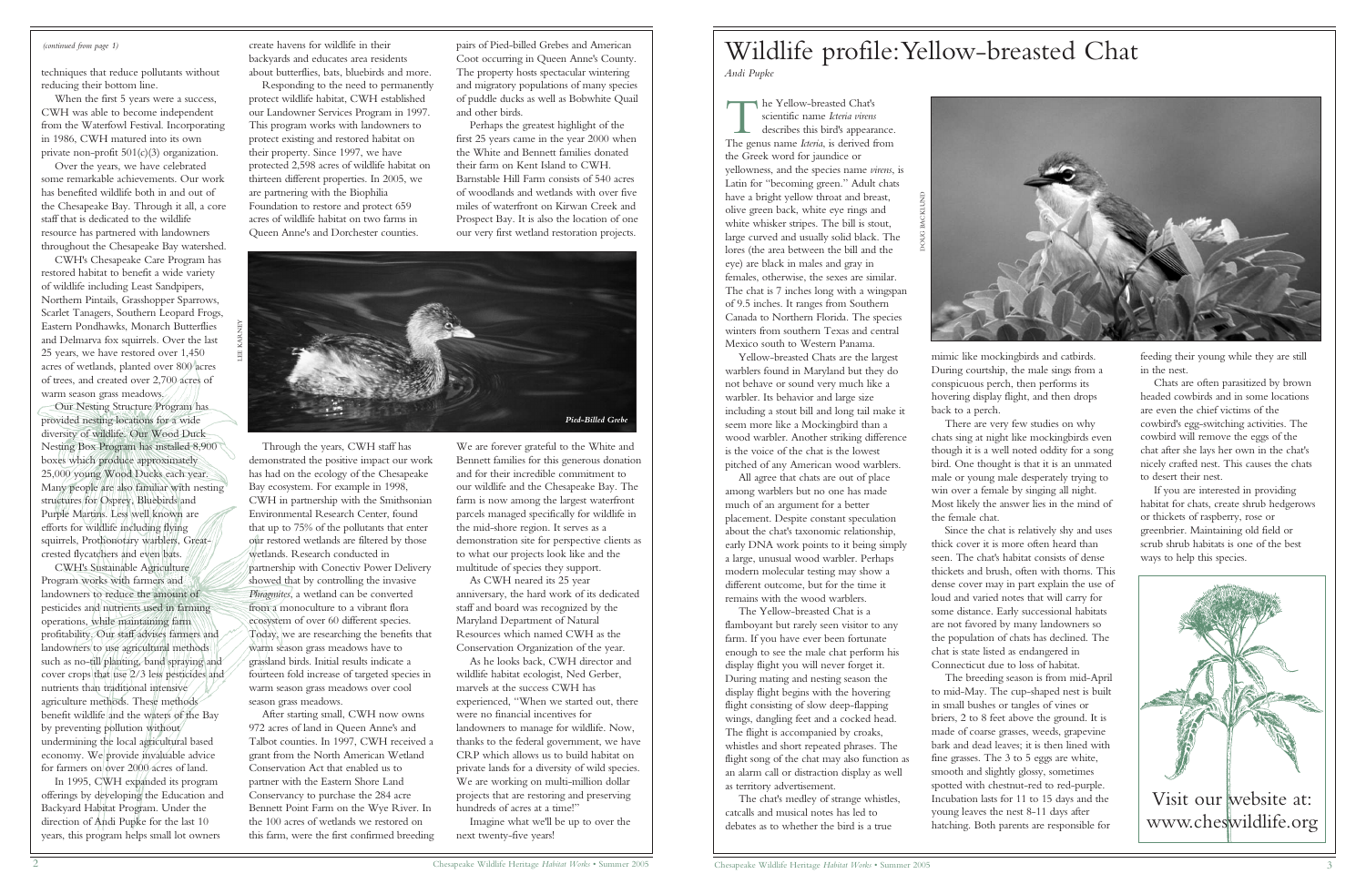*(continued from page 1)*

techniques that reduce pollutants without reducing their bottom line.

When the first 5 years were a success, CWH was able to become independent from the Waterfowl Festival. Incorporating in 1986, CWH matured into its own private non-profit 501(c)(3) organization.

Over the years, we have celebrated some remarkable achievements. Our work has benefited wildlife both in and out of the Chesapeake Bay. Through it all, a core staff that is dedicated to the wildlife resource has partnered with landowners throughout the Chesapeake Bay watershed.

CWH's Chesapeake Care Program has restored habitat to benefit a wide variety of wildlife including Least Sandpipers, Northern Pintails, Grasshopper Sparrows, Scarlet Tanagers, Southern Leopard Frogs, Eastern Pondhawks, Monarch Butterflies and Delmarva fox squirrels. Over the last 25 years, we have restored over 1,450 acres of wetlands, planted over 800 acres of trees, and created over 2,700 acres of warm season grass meadows.

Our Nesting Structure Program has provided nesting locations for a wide diversity of wildlife. Our Wood Duck Nesting Box Program has installed 8,900 boxes which produce approximately 25,000 young Wood Ducks each year. Many people are also familiar with nesting structures for Osprey, Bluebirds and Purple Martins. Less well known are efforts for wildlife including flying squirrels, Prothonotary warblers, Great-crested flycatchers and even bats.

CWH's Sustainable Agriculture Program works with farmers and landowners to reduce the amount of pesticides and nutrients used in farming operations, while maintaining farm profitability. Our staff advises farmers and landowners to use agricultural methods such as no-till planting, band spraying and cover crops that use 2/3 less pesticides and nutrients than traditional intensive agriculture methods. These methods benefit wildlife and the waters of the Bay by preventing pollution without undermining the local agricultural based economy. We provide invaluable advice for farmers on over 2000 acres of land.

In 1995, CWH expanded its program offerings by developing the Education and Backyard Habitat Program. Under the direction of Andi Pupke for the last 10 years, this program helps small lot owners create havens for wildlife in their backyards and educates area residents about butterflies, bats, bluebirds and more.

Responding to the need to permanently protect wildlife habitat, CWH established our Landowner Services Program in 1997. This program works with landowners to protect existing and restored habitat on their property. Since 1997, we have protected 2,598 acres of wildlife habitat on thirteen different properties. In 2005, we are partnering with the Biophilia Foundation to restore and protect 659 acres of wildlife habitat on two farms in Queen Anne's and Dorchester counties.

pairs of Pied-billed Grebes and American Coot occurring in Queen Anne's County. The property hosts spectacular wintering and migratory populations of many species of puddle ducks as well as Bobwhite Quail and other birds.

Perhaps the greatest highlight of the first 25 years came in the year 2000 when the White and Bennett families donated their farm on Kent Island to CWH. Barnstable Hill Farm consists of 540 acres of woodlands and wetlands with over five miles of waterfront on Kirwan Creek and Prospect Bay. It is also the location of one our very first wetland restoration projects.

LEE KARNEY

*Pied-Billed Grebe*

Through the years, CWH staff has demonstrated the positive impact our work has had on the ecology of the Chesapeake Bay ecosystem. For example in 1998, CWH in partnership with the Smithsonian Environmental Research Center, found that up to 75% of the pollutants that enter our restored wetlands are filtered by those wetlands. Research conducted in partnership with Conectiv Power Delivery showed that by controlling the invasive *Phragmites*, a wetland can be converted from a monoculture to a vibrant flora ecosystem of over 60 different species. Today, we are researching the benefits that warm season grass meadows have to grassland birds. Initial results indicate a fourteen fold increase of targeted species in warm season grass meadows over cool season grass meadows.

After starting small, CWH now owns 972 acres of land in Queen Anne's and Talbot counties. In 1997, CWH received a grant from the North American Wetland Conservation Act that enabled us to partner with the Eastern Shore Land Conservancy to purchase the 284 acre Bennett Point Farm on the Wye River. In the 100 acres of wetlands we restored on this farm, were the first confirmed breeding

We are forever grateful to the White and Bennett families for this generous donation and for their incredible commitment to our wildlife and the Chesapeake Bay. The farm is now among the largest waterfront parcels managed specifically for wildlife in the mid-shore region. It serves as a demonstration site for perspective clients as to what our projects look like and the multitude of species they support.

As CWH neared its 25 year anniversary, the hard work of its dedicated staff and board was recognized by the Maryland Department of Natural Resources which named CWH as the Conservation Organization of the year.

As he looks back, CWH director and wildlife habitat ecologist, Ned Gerber, marvels at the success CWH has experienced, "When we started out, there were no financial incentives for landowners to manage for wildlife. Now, thanks to the federal government, we have CRP which allows us to build habitat on private lands for a diversity of wild species. We are working on multi-million dollar projects that are restoring and preserving hundreds of acres at a time!"

Imagine what we'll be up to over the next twenty-five years!

# Wildlife profile: Yellow-breasted Chat

*Andi Pupke*

The Yellow-breasted Chat's scientific name *Icteria virens* describes this bird's appearance. The genus name *Icteria*, is derived from the Greek word for jaundice or yellowness, and the species name *virens*, is Latin for "becoming green." Adult chats have a bright yellow throat and breast, olive green back, white eye rings and white whisker stripes. The bill is stout, large curved and usually solid black. The lores (the area between the bill and the eye) are black in males and gray in females, otherwise, the sexes are similar. The chat is 7 inches long with a wingspan of 9.5 inches. It ranges from Southern Canada to Northern Florida. The species winters from southern Texas and central Mexico south to Western Panama.

DOUG BACKLUND

Yellow-breasted Chats are the largest warblers found in Maryland but they do not behave or sound very much like a warbler. Its behavior and large size including a stout bill and long tail make it seem more like a Mockingbird than a wood warbler. Another striking difference is the voice of the chat is the lowest pitched of any American wood warblers.

All agree that chats are out of place among warblers but no one has made much of an argument for a better placement. Despite constant speculation about the chat's taxonomic relationship, early DNA work points to it being simply a large, unusual wood warbler. Perhaps modern molecular testing may show a different outcome, but for the time it remains with the wood warblers.

The Yellow-breasted Chat is a flamboyant but rarely seen visitor to any farm. If you have ever been fortunate enough to see the male chat perform his display flight you will never forget it. During mating and nesting season the display flight begins with the hovering flight consisting of slow deep-flapping wings, dangling feet and a cocked head. The flight is accompanied by croaks, whistles and short repeated phrases. The flight song of the chat may also function as an alarm call or distraction display as well as territory advertisement.

The chat's medley of strange whistles, catcalls and musical notes has led to debates as to whether the bird is a true mimic like mockingbirds and catbirds. During courtship, the male sings from a conspicuous perch, then performs its hovering display flight, and then drops back to a perch.

There are very few studies on why chats sing at night like mockingbirds even though it is a well noted oddity for a song bird. One thought is that it is an unmated male or young male desperately trying to win over a female by singing all night. Most likely the answer lies in the mind of the female chat.

Since the chat is relatively shy and uses thick cover it is more often heard than seen. The chat's habitat consists of dense thickets and brush, often with thorns. This dense cover may in part explain the use of loud and varied notes that will carry for some distance. Early successional habitats are not favored by many landowners so the population of chats has declined. The chat is state listed as endangered in Connecticut due to loss of habitat.

The breeding season is from mid-April to mid-May. The cup-shaped nest is built in small bushes or tangles of vines or briers, 2 to 8 feet above the ground. It is made of coarse grasses, weeds, grapevine bark and dead leaves; it is then lined with fine grasses. The 3 to 5 eggs are white, smooth and slightly glossy, sometimes spotted with chestnut-red to red-purple. Incubation lasts for 11 to 15 days and the young leaves the nest 8-11 days after hatching. Both parents are responsible for feeding their young while they are still in the nest.

Chats are often parasitized by brown headed cowbirds and in some locations are even the chief victims of the cowbird's egg-switching activities. The cowbird will remove the eggs of the chat after she lays her own in the chat's nicely crafted nest. This causes the chats to desert their nest.

If you are interested in providing habitat for chats, create shrub hedgerows or thickets of raspberry, rose or greenbrier. Maintaining old field or scrub shrub habitats is one of the best ways to help this species.

Visit our website at:
www.cheswildlife.org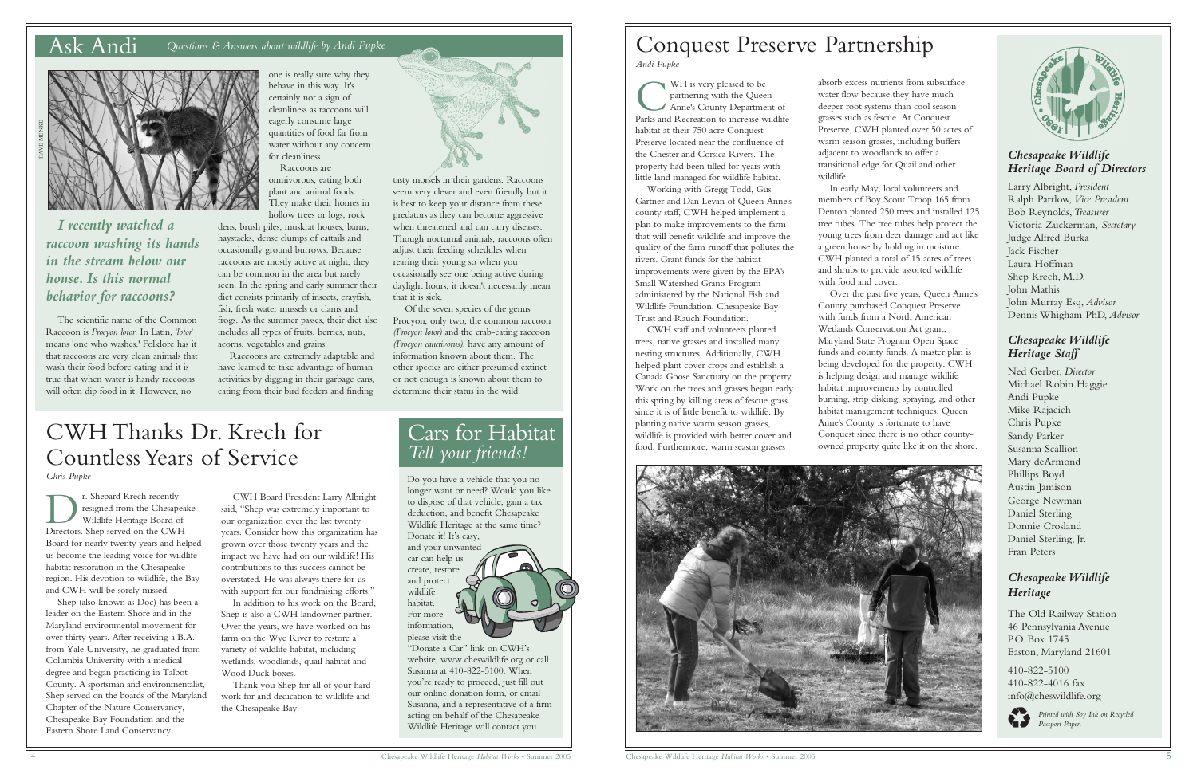# Ask Andi

*Questions & Answers about wildlife by Andi Pupke*

DAVE MENKE

### *I recently watched a raccoon washing its hands in the stream below our house. Is this normal behavior for raccoons?*

The scientific name of the Common Raccoon is *Procyon lotor*. In Latin, 'lotor' means 'one who washes.' Folklore has it that raccoons are very clean animals that wash their food before eating and it is true that when water is handy raccoons will often dip food in it. However, no one is really sure why they behave in this way. It's certainly not a sign of cleanliness as raccoons will eagerly consume large quantities of food far from water without any concern for cleanliness.

Raccoons are omnivorous, eating both plant and animal foods. They make their homes in hollow trees or logs, rock dens, brush piles, muskrat houses, barns, haystacks, dense clumps of cattails and occasionally ground burrows. Because raccoons are mostly active at night, they can be common in the area but rarely seen. In the spring and early summer their diet consists primarily of insects, crayfish, fish, fresh water mussels or clams and frogs. As the summer passes, their diet also includes all types of fruits, berries, nuts, acorns, vegetables and grains.

Raccoons are extremely adaptable and have learned to take advantage of human activities by digging in their garbage cans, eating from their bird feeders and finding tasty morsels in their gardens. Raccoons seem very clever and even friendly but it is best to keep your distance from these predators as they can become aggressive when threatened and can carry diseases. Though nocturnal animals, raccoons often adjust their feeding schedules when rearing their young so when you occasionally see one being active during daylight hours, it doesn't necessarily mean that it is sick.

Of the seven species of the genus Procyon, only two, the common raccoon *(Procyon lotor)* and the crab-eating raccoon *(Procyon cancrivorus)*, have any amount of information known about them. The other species are either presumed extinct or not enough is known about them to determine their status in the wild.

# CWH Thanks Dr. Krech for Countless Years of Service

*Chris Pupke*

Dr. Shepard Krech recently resigned from the Chesapeake Wildlife Heritage Board of Directors. Shep served on the CWH Board for nearly twenty years and helped us become the leading voice for wildlife habitat restoration in the Chesapeake region. His devotion to wildlife, the Bay and CWH will be sorely missed.

Shep (also known as Doc) has been a leader on the Eastern Shore and in the Maryland environmental movement for over thirty years. After receiving a B.A. from Yale University, he graduated from Columbia University with a medical degree and began practicing in Talbot County. A sportsman and environmentalist, Shep served on the boards of the Maryland Chapter of the Nature Conservancy, Chesapeake Bay Foundation and the Eastern Shore Land Conservancy.

CWH Board President Larry Albright said, "Shep was extremely important to our organization over the last twenty years. Consider how this organization has grown over those twenty years and the impact we have had on our wildlife! His contributions to this success cannot be overstated. He was always there for us with support for our fundraising efforts."

In addition to his work on the Board, Shep is also a CWH landowner partner. Over the years, we have worked on his farm on the Wye River to restore a variety of wildlife habitat, including wetlands, woodlands, quail habitat and Wood Duck boxes.

Thank you Shep for all of your hard work and dedication to wildlife and the Chesapeake Bay!

# Cars for Habitat

*Tell your friends!*

Do you have a vehicle that you no longer want or need? Would you like to dispose of that vehicle, gain a tax deduction, and benefit Chesapeake Wildlife Heritage at the same time? Donate it! It's easy, and your unwanted car can help us create, restore and protect wildlife habitat. For more information, please visit the "Donate a Car" link on CWH's website, www.cheswildlife.org or call Susanna at 410-822-5100. When you're ready to proceed, just fill out our online donation form, or email Susanna, and a representative of a firm acting on behalf of the Chesapeake Wildlife Heritage will contact you.

# Conquest Preserve Partnership

*Andi Pupke*

CWH is very pleased to be partnering with the Queen Anne's County Department of Parks and Recreation to increase wildlife habitat at their 750 acre Conquest Preserve located near the confluence of the Chester and Corsica Rivers. The property had been tilled for years with little land managed for wildlife habitat.

Working with Gregg Todd, Gus Gartner and Dan Levan of Queen Anne's county staff, CWH helped implement a plan to make improvements to the farm that will benefit wildlife and improve the quality of the farm runoff that pollutes the rivers. Grant funds for the habitat improvements were given by the EPA's Small Watershed Grants Program administered by the National Fish and Wildlife Foundation, Chesapeake Bay Trust and Rauch Foundation.

CWH staff and volunteers planted trees, native grasses and installed many nesting structures. Additionally, CWH helped plant cover crops and establish a Canada Goose Sanctuary on the property. Work on the trees and grasses began early this spring by killing areas of fescue grass since it is of little benefit to wildlife. By planting native warm season grasses, wildlife is provided with better cover and food. Furthermore, warm season grasses absorb excess nutrients from subsurface water flow because they have much deeper root systems than cool season grasses such as fescue. At Conquest Preserve, CWH planted over 50 acres of warm season grasses, including buffers adjacent to woodlands to offer a transitional edge for Quail and other wildlife.

In early May, local volunteers and members of Boy Scout Troop 165 from Denton planted 250 trees and installed 125 tree tubes. The tree tubes help protect the young trees from deer damage and act like a green house by holding in moisture. CWH planted a total of 15 acres of trees and shrubs to provide assorted wildlife with food and cover.

Over the past five years, Queen Anne's County purchased Conquest Preserve with funds from a North American Wetlands Conservation Act grant, Maryland State Program Open Space funds and county funds. A master plan is being developed for the property. CWH is helping design and manage wildlife habitat improvements by controlled burning, strip disking, spraying, and other habitat management techniques. Queen Anne's County is fortunate to have Conquest since there is no other county-owned property quite like it on the shore.

### *Chesapeake Wildlife Heritage Board of Directors*

Larry Albright, *President*
Ralph Partlow, *Vice President*
Bob Reynolds, *Treasurer*
Victoria Zuckerman, *Secretary*
Judge Alfred Burka
Jack Fischer
Laura Hoffman
Shep Krech, M.D.
John Mathis
John Murray Esq, *Advisor*
Dennis Whigham PhD, *Advisor*

### *Chesapeake Wildlife Heritage Staff*

Ned Gerber, *Director*
Michael Robin Haggie
Andi Pupke
Mike Rajacich
Chris Pupke
Sandy Parker
Susanna Scallion
Mary deArmond
Phillips Boyd
Austin Jamison
George Newman
Daniel Sterling
Donnie Crosland
Daniel Sterling, Jr.
Fran Peters

### *Chesapeake Wildlife Heritage*

The Old Railway Station
46 Pennsylvania Avenue
P.O. Box 1745
Easton, Maryland 21601

410-822-5100
410-822-4016 fax
info@cheswildlife.org

*Printed with Soy Ink on Recycled Passport Paper.*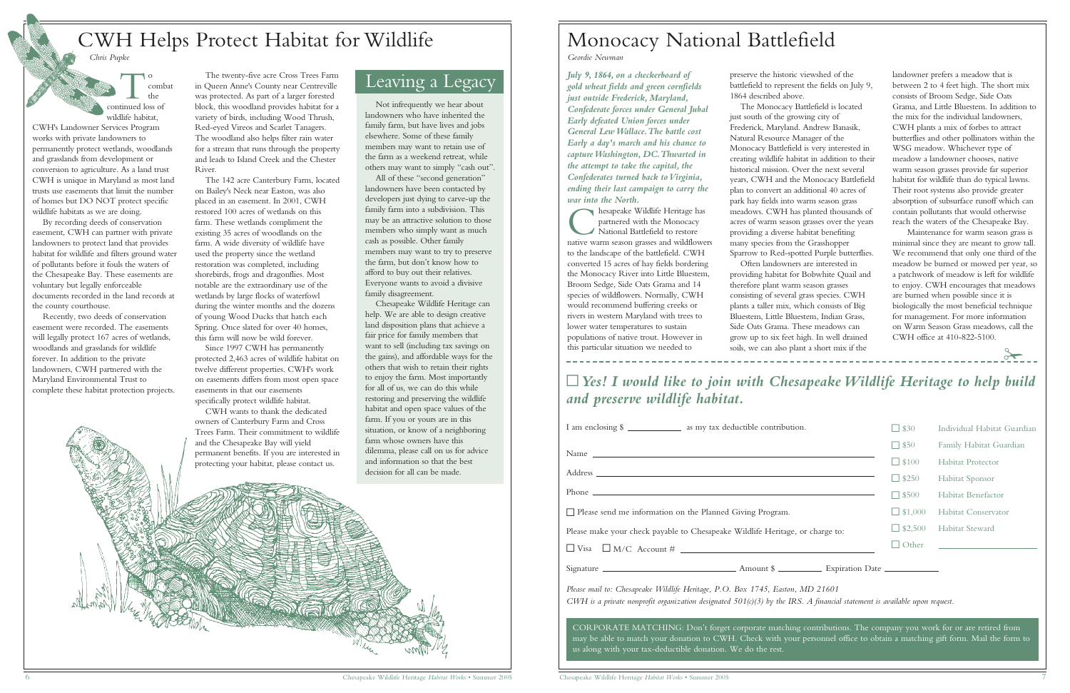# CWH Helps Protect Habitat for Wildlife

*Chris Pupke*

To combat the continued loss of wildlife habitat, CWH's Landowner Services Program works with private landowners to permanently protect wetlands, woodlands and grasslands from development or conversion to agriculture. As a land trust CWH is unique in Maryland as most land trusts use easements that limit the number of homes but DO NOT protect specific wildlife habitats as we are doing.

By recording deeds of conservation easement, CWH can partner with private landowners to protect land that provides habitat for wildlife and filters ground water of pollutants before it fouls the waters of the Chesapeake Bay. These easements are voluntary but legally enforceable documents recorded in the land records at the county courthouse.

Recently, two deeds of conservation easement were recorded. The easements will legally protect 167 acres of wetlands, woodlands and grasslands for wildlife forever. In addition to the private landowners, CWH partnered with the Maryland Environmental Trust to complete these habitat protection projects.

The twenty-five acre Cross Trees Farm in Queen Anne's County near Centreville was protected. As part of a larger forested block, this woodland provides habitat for a variety of birds, including Wood Thrush, Red-eyed Vireos and Scarlet Tanagers. The woodland also helps filter rain water for a stream that runs through the property and leads to Island Creek and the Chester River.

The 142 acre Canterbury Farm, located on Bailey's Neck near Easton, was also placed in an easement. In 2001, CWH restored 100 acres of wetlands on this farm. These wetlands compliment the existing 35 acres of woodlands on the farm. A wide diversity of wildlife have used the property since the wetland restoration was completed, including shorebirds, frogs and dragonflies. Most notable are the extraordinary use of the wetlands by large flocks of waterfowl during the winter months and the dozens of young Wood Ducks that hatch each Spring. Once slated for over 40 homes, this farm will now be wild forever.

Since 1997 CWH has permanently protected 2,463 acres of wildlife habitat on twelve different properties. CWH's work on easements differs from most open space easements in that our easements specifically protect wildlife habitat.

CWH wants to thank the dedicated owners of Canterbury Farm and Cross Trees Farm. Their commitment to wildlife and the Chesapeake Bay will yield permanent benefits. If you are interested in protecting your habitat, please contact us.

## Leaving a Legacy

Not infrequently we hear about landowners who have inherited the family farm, but have lives and jobs elsewhere. Some of these family members may want to retain use of the farm as a weekend retreat, while others may want to simply "cash out".

All of these "second generation" landowners have been contacted by developers just dying to carve-up the family farm into a subdivision. This may be an attractive solution to those members who simply want as much cash as possible. Other family members may want to try to preserve the farm, but don't know how to afford to buy out their relatives. Everyone wants to avoid a divisive family disagreement.

Chesapeake Wildlife Heritage can help. We are able to design creative land disposition plans that achieve a fair price for family members that want to sell (including tax savings on the gains), and affordable ways for the others that wish to retain their rights to enjoy the farm. Most importantly for all of us, we can do this while restoring and preserving the wildlife habitat and open space values of the farm. If you or yours are in this situation, or know of a neighboring farm whose owners have this dilemma, please call on us for advice and information so that the best decision for all can be made.

# Monocacy National Battlefield

*Geordie Newman*

***July 9, 1864, on a checkerboard of gold wheat fields and green cornfields just outside Frederick, Maryland, Confederate forces under General Jubal Early defeated Union forces under General Lew Wallace. The battle cost Early a day's march and his chance to capture Washington, DC. Thwarted in the attempt to take the capital, the Confederates turned back to Virginia, ending their last campaign to carry the war into the North.***

Chesapeake Wildlife Heritage has partnered with the Monocacy National Battlefield to restore native warm season grasses and wildflowers to the landscape of the battlefield. CWH converted 15 acres of hay fields bordering the Monocacy River into Little Bluestem, Broom Sedge, Side Oats Grama and 14 species of wildflowers. Normally, CWH would recommend buffering creeks or rivers in western Maryland with trees to lower water temperatures to sustain populations of native trout. However in this particular situation we needed to preserve the historic viewshed of the battlefield to represent the fields on July 9, 1864 described above.

The Monocacy Battlefield is located just south of the growing city of Frederick, Maryland. Andrew Banasik, Natural Resource Manager of the Monocacy Battlefield is very interested in creating wildlife habitat in addition to their historical mission. Over the next several years, CWH and the Monocacy Battlefield plan to convert an additional 40 acres of park hay fields into warm season grass meadows. CWH has planted thousands of acres of warm season grasses over the years providing a diverse habitat benefiting many species from the Grasshopper Sparrow to Red-spotted Purple butterflies.

Often landowners are interested in providing habitat for Bobwhite Quail and therefore plant warm season grasses consisting of several grass species. CWH plants a taller mix, which consists of Big Bluestem, Little Bluestem, Indian Grass, Side Oats Grama. These meadows can grow up to six feet high. In well drained soils, we can also plant a short mix if the landowner prefers a meadow that is between 2 to 4 feet high. The short mix consists of Broom Sedge, Side Oats Grama, and Little Bluestem. In addition to the mix for the individual landowners, CWH plants a mix of forbes to attract butterflies and other pollinators within the WSG meadow. Whichever type of meadow a landowner chooses, native warm season grasses provide far superior habitat for wildlife than do typical lawns. Their root systems also provide greater absorption of subsurface runoff which can contain pollutants that would otherwise reach the waters of the Chesapeake Bay.

Maintenance for warm season grass is minimal since they are meant to grow tall. We recommend that only one third of the meadow be burned or mowed per year, so a patchwork of meadow is left for wildlife to enjoy. CWH encourages that meadows are burned when possible since it is biologically the most beneficial technique for management. For more information on Warm Season Grass meadows, call the CWH office at 410-822-5100.

---

## ☐ *Yes! I would like to join with Chesapeake Wildlife Heritage to help build and preserve wildlife habitat.*

I am enclosing $ ________ as my tax deductible contribution.

Name ________________________________

Address ________________________________

Phone ________________________________

☐ Please send me information on the Planned Giving Program.

Please make your check payable to Chesapeake Wildlife Heritage, or charge to:

☐ Visa ☐ M/C Account # ________________________________

Signature ________________________ Amount $ ________ Expiration Date ________

- ☐ $30 Individual Habitat Guardian
- ☐ $50 Family Habitat Guardian
- ☐ $100 Habitat Protector
- ☐ $250 Habitat Sponsor
- ☐ $500 Habitat Benefactor
- ☐ $1,000 Habitat Conservator
- ☐ $2,500 Habitat Steward
- ☐ Other ________

*Please mail to: Chesapeake Wildlife Heritage, P.O. Box 1745, Easton, MD 21601*

*CWH is a private nonprofit organization designated 501(c)(3) by the IRS. A financial statement is available upon request.*

CORPORATE MATCHING: Don't forget corporate matching contributions. The company you work for or are retired from may be able to match your donation to CWH. Check with your personnel office to obtain a matching gift form. Mail the form to us along with your tax-deductible donation. We do the rest.